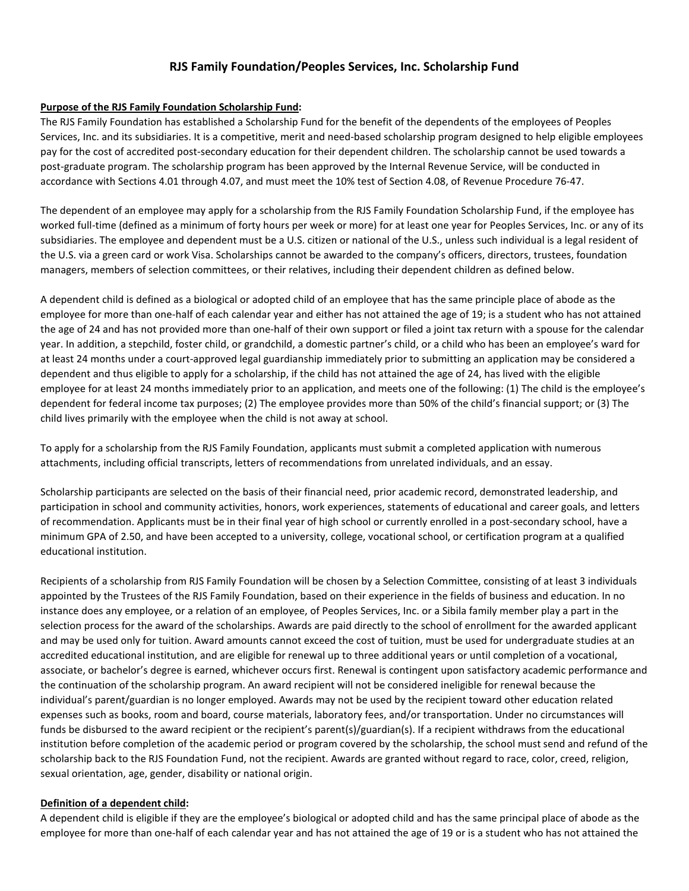# RJS Family Foundation/Peoples Services, Inc. Scholarship Fund

**Purpose of the RJS Family Foundation Scholarship Fund:**

The RJS Family Foundation has established a Scholarship Fund for the benefit of the dependents of the employees of Peoples Services, Inc. and its subsidiaries. It is a competitive, merit and need-based scholarship program designed to help eligible employees pay for the cost of accredited post-secondary education for their dependent children. The scholarship cannot be used towards a post-graduate program. The scholarship program has been approved by the Internal Revenue Service, will be conducted in accordance with Sections 4.01 through 4.07, and must meet the 10% test of Section 4.08, of Revenue Procedure 76-47.

The dependent of an employee may apply for a scholarship from the RJS Family Foundation Scholarship Fund, if the employee has worked full-time (defined as a minimum of forty hours per week or more) for at least one year for Peoples Services, Inc. or any of its subsidiaries. The employee and dependent must be a U.S. citizen or national of the U.S., unless such individual is a legal resident of the U.S. via a green card or work Visa. Scholarships cannot be awarded to the company's officers, directors, trustees, foundation managers, members of selection committees, or their relatives, including their dependent children as defined below.

A dependent child is defined as a biological or adopted child of an employee that has the same principle place of abode as the employee for more than one-half of each calendar year and either has not attained the age of 19; is a student who has not attained the age of 24 and has not provided more than one-half of their own support or filed a joint tax return with a spouse for the calendar year. In addition, a stepchild, foster child, or grandchild, a domestic partner's child, or a child who has been an employee's ward for at least 24 months under a court-approved legal guardianship immediately prior to submitting an application may be considered a dependent and thus eligible to apply for a scholarship, if the child has not attained the age of 24, has lived with the eligible employee for at least 24 months immediately prior to an application, and meets one of the following: (1) The child is the employee's dependent for federal income tax purposes; (2) The employee provides more than 50% of the child's financial support; or (3) The child lives primarily with the employee when the child is not away at school.

To apply for a scholarship from the RJS Family Foundation, applicants must submit a completed application with numerous attachments, including official transcripts, letters of recommendations from unrelated individuals, and an essay.

Scholarship participants are selected on the basis of their financial need, prior academic record, demonstrated leadership, and participation in school and community activities, honors, work experiences, statements of educational and career goals, and letters of recommendation. Applicants must be in their final year of high school or currently enrolled in a post-secondary school, have a minimum GPA of 2.50, and have been accepted to a university, college, vocational school, or certification program at a qualified educational institution.

Recipients of a scholarship from RJS Family Foundation will be chosen by a Selection Committee, consisting of at least 3 individuals appointed by the Trustees of the RJS Family Foundation, based on their experience in the fields of business and education. In no instance does any employee, or a relation of an employee, of Peoples Services, Inc. or a Sibila family member play a part in the selection process for the award of the scholarships. Awards are paid directly to the school of enrollment for the awarded applicant and may be used only for tuition. Award amounts cannot exceed the cost of tuition, must be used for undergraduate studies at an accredited educational institution, and are eligible for renewal up to three additional years or until completion of a vocational, associate, or bachelor's degree is earned, whichever occurs first. Renewal is contingent upon satisfactory academic performance and the continuation of the scholarship program. An award recipient will not be considered ineligible for renewal because the individual's parent/guardian is no longer employed. Awards may not be used by the recipient toward other education related expenses such as books, room and board, course materials, laboratory fees, and/or transportation. Under no circumstances will funds be disbursed to the award recipient or the recipient's parent(s)/guardian(s). If a recipient withdraws from the educational institution before completion of the academic period or program covered by the scholarship, the school must send and refund of the scholarship back to the RJS Foundation Fund, not the recipient. Awards are granted without regard to race, color, creed, religion, sexual orientation, age, gender, disability or national origin.

**Definition of a dependent child:**

A dependent child is eligible if they are the employee's biological or adopted child and has the same principal place of abode as the employee for more than one-half of each calendar year and has not attained the age of 19 or is a student who has not attained the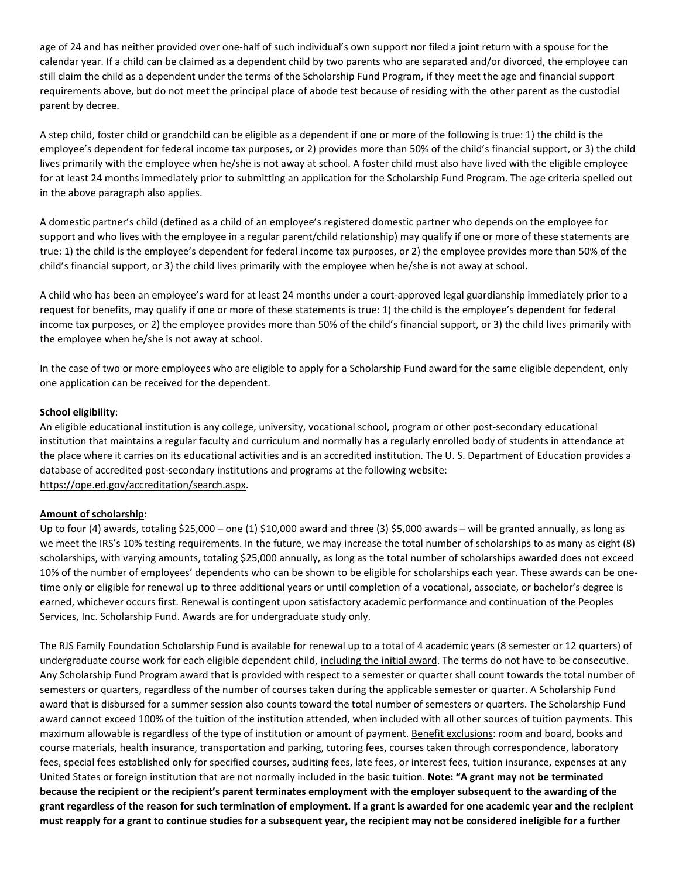age of 24 and has neither provided over one-half of such individual's own support nor filed a joint return with a spouse for the calendar year. If a child can be claimed as a dependent child by two parents who are separated and/or divorced, the employee can still claim the child as a dependent under the terms of the Scholarship Fund Program, if they meet the age and financial support requirements above, but do not meet the principal place of abode test because of residing with the other parent as the custodial parent by decree.

A step child, foster child or grandchild can be eligible as a dependent if one or more of the following is true: 1) the child is the employee's dependent for federal income tax purposes, or 2) provides more than 50% of the child's financial support, or 3) the child lives primarily with the employee when he/she is not away at school. A foster child must also have lived with the eligible employee for at least 24 months immediately prior to submitting an application for the Scholarship Fund Program. The age criteria spelled out in the above paragraph also applies.

A domestic partner's child (defined as a child of an employee's registered domestic partner who depends on the employee for support and who lives with the employee in a regular parent/child relationship) may qualify if one or more of these statements are true: 1) the child is the employee's dependent for federal income tax purposes, or 2) the employee provides more than 50% of the child's financial support, or 3) the child lives primarily with the employee when he/she is not away at school.

A child who has been an employee's ward for at least 24 months under a court-approved legal guardianship immediately prior to a request for benefits, may qualify if one or more of these statements is true: 1) the child is the employee's dependent for federal income tax purposes, or 2) the employee provides more than 50% of the child's financial support, or 3) the child lives primarily with the employee when he/she is not away at school.

In the case of two or more employees who are eligible to apply for a Scholarship Fund award for the same eligible dependent, only one application can be received for the dependent.

**School eligibility**:

An eligible educational institution is any college, university, vocational school, program or other post-secondary educational institution that maintains a regular faculty and curriculum and normally has a regularly enrolled body of students in attendance at the place where it carries on its educational activities and is an accredited institution. The U. S. Department of Education provides a database of accredited post-secondary institutions and programs at the following website: https://ope.ed.gov/accreditation/search.aspx.

**Amount of scholarship:**

Up to four (4) awards, totaling $25,000 – one (1) $10,000 award and three (3) $5,000 awards – will be granted annually, as long as we meet the IRS's 10% testing requirements. In the future, we may increase the total number of scholarships to as many as eight (8) scholarships, with varying amounts, totaling $25,000 annually, as long as the total number of scholarships awarded does not exceed 10% of the number of employees' dependents who can be shown to be eligible for scholarships each year. These awards can be one-time only or eligible for renewal up to three additional years or until completion of a vocational, associate, or bachelor's degree is earned, whichever occurs first. Renewal is contingent upon satisfactory academic performance and continuation of the Peoples Services, Inc. Scholarship Fund. Awards are for undergraduate study only.

The RJS Family Foundation Scholarship Fund is available for renewal up to a total of 4 academic years (8 semester or 12 quarters) of undergraduate course work for each eligible dependent child, including the initial award. The terms do not have to be consecutive. Any Scholarship Fund Program award that is provided with respect to a semester or quarter shall count towards the total number of semesters or quarters, regardless of the number of courses taken during the applicable semester or quarter. A Scholarship Fund award that is disbursed for a summer session also counts toward the total number of semesters or quarters. The Scholarship Fund award cannot exceed 100% of the tuition of the institution attended, when included with all other sources of tuition payments. This maximum allowable is regardless of the type of institution or amount of payment. Benefit exclusions: room and board, books and course materials, health insurance, transportation and parking, tutoring fees, courses taken through correspondence, laboratory fees, special fees established only for specified courses, auditing fees, late fees, or interest fees, tuition insurance, expenses at any United States or foreign institution that are not normally included in the basic tuition. **Note: "A grant may not be terminated because the recipient or the recipient's parent terminates employment with the employer subsequent to the awarding of the grant regardless of the reason for such termination of employment. If a grant is awarded for one academic year and the recipient must reapply for a grant to continue studies for a subsequent year, the recipient may not be considered ineligible for a further**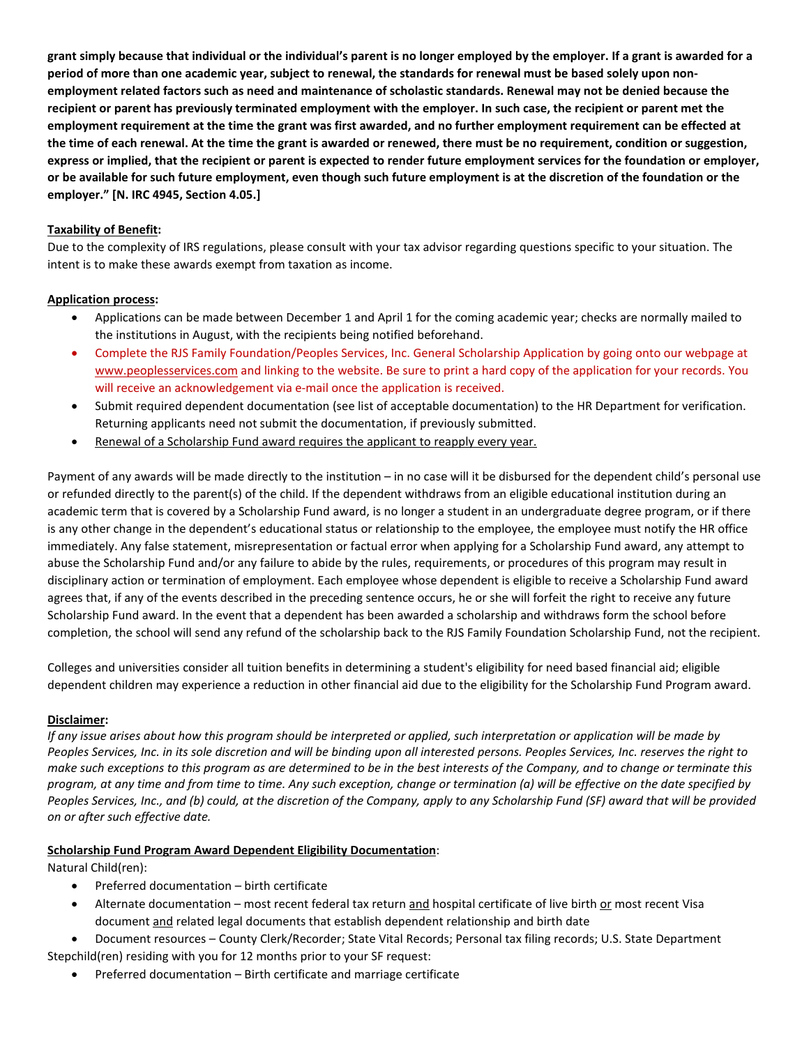**grant simply because that individual or the individual's parent is no longer employed by the employer. If a grant is awarded for a period of more than one academic year, subject to renewal, the standards for renewal must be based solely upon non-employment related factors such as need and maintenance of scholastic standards. Renewal may not be denied because the recipient or parent has previously terminated employment with the employer. In such case, the recipient or parent met the employment requirement at the time the grant was first awarded, and no further employment requirement can be effected at the time of each renewal. At the time the grant is awarded or renewed, there must be no requirement, condition or suggestion, express or implied, that the recipient or parent is expected to render future employment services for the foundation or employer, or be available for such future employment, even though such future employment is at the discretion of the foundation or the employer." [N. IRC 4945, Section 4.05.]**

**Taxability of Benefit:**

Due to the complexity of IRS regulations, please consult with your tax advisor regarding questions specific to your situation. The intent is to make these awards exempt from taxation as income.

**Application process:**

- Applications can be made between December 1 and April 1 for the coming academic year; checks are normally mailed to the institutions in August, with the recipients being notified beforehand.
- Complete the RJS Family Foundation/Peoples Services, Inc. General Scholarship Application by going onto our webpage at www.peoplesservices.com and linking to the website. Be sure to print a hard copy of the application for your records. You will receive an acknowledgement via e-mail once the application is received.
- Submit required dependent documentation (see list of acceptable documentation) to the HR Department for verification. Returning applicants need not submit the documentation, if previously submitted.
- Renewal of a Scholarship Fund award requires the applicant to reapply every year.

Payment of any awards will be made directly to the institution – in no case will it be disbursed for the dependent child's personal use or refunded directly to the parent(s) of the child. If the dependent withdraws from an eligible educational institution during an academic term that is covered by a Scholarship Fund award, is no longer a student in an undergraduate degree program, or if there is any other change in the dependent's educational status or relationship to the employee, the employee must notify the HR office immediately. Any false statement, misrepresentation or factual error when applying for a Scholarship Fund award, any attempt to abuse the Scholarship Fund and/or any failure to abide by the rules, requirements, or procedures of this program may result in disciplinary action or termination of employment. Each employee whose dependent is eligible to receive a Scholarship Fund award agrees that, if any of the events described in the preceding sentence occurs, he or she will forfeit the right to receive any future Scholarship Fund award. In the event that a dependent has been awarded a scholarship and withdraws form the school before completion, the school will send any refund of the scholarship back to the RJS Family Foundation Scholarship Fund, not the recipient.

Colleges and universities consider all tuition benefits in determining a student's eligibility for need based financial aid; eligible dependent children may experience a reduction in other financial aid due to the eligibility for the Scholarship Fund Program award.

**Disclaimer:**

*If any issue arises about how this program should be interpreted or applied, such interpretation or application will be made by Peoples Services, Inc. in its sole discretion and will be binding upon all interested persons. Peoples Services, Inc. reserves the right to make such exceptions to this program as are determined to be in the best interests of the Company, and to change or terminate this program, at any time and from time to time. Any such exception, change or termination (a) will be effective on the date specified by Peoples Services, Inc., and (b) could, at the discretion of the Company, apply to any Scholarship Fund (SF) award that will be provided on or after such effective date.*

**Scholarship Fund Program Award Dependent Eligibility Documentation**:

Natural Child(ren):

- Preferred documentation – birth certificate
- Alternate documentation – most recent federal tax return and hospital certificate of live birth or most recent Visa document and related legal documents that establish dependent relationship and birth date
- Document resources – County Clerk/Recorder; State Vital Records; Personal tax filing records; U.S. State Department

Stepchild(ren) residing with you for 12 months prior to your SF request:

- Preferred documentation – Birth certificate and marriage certificate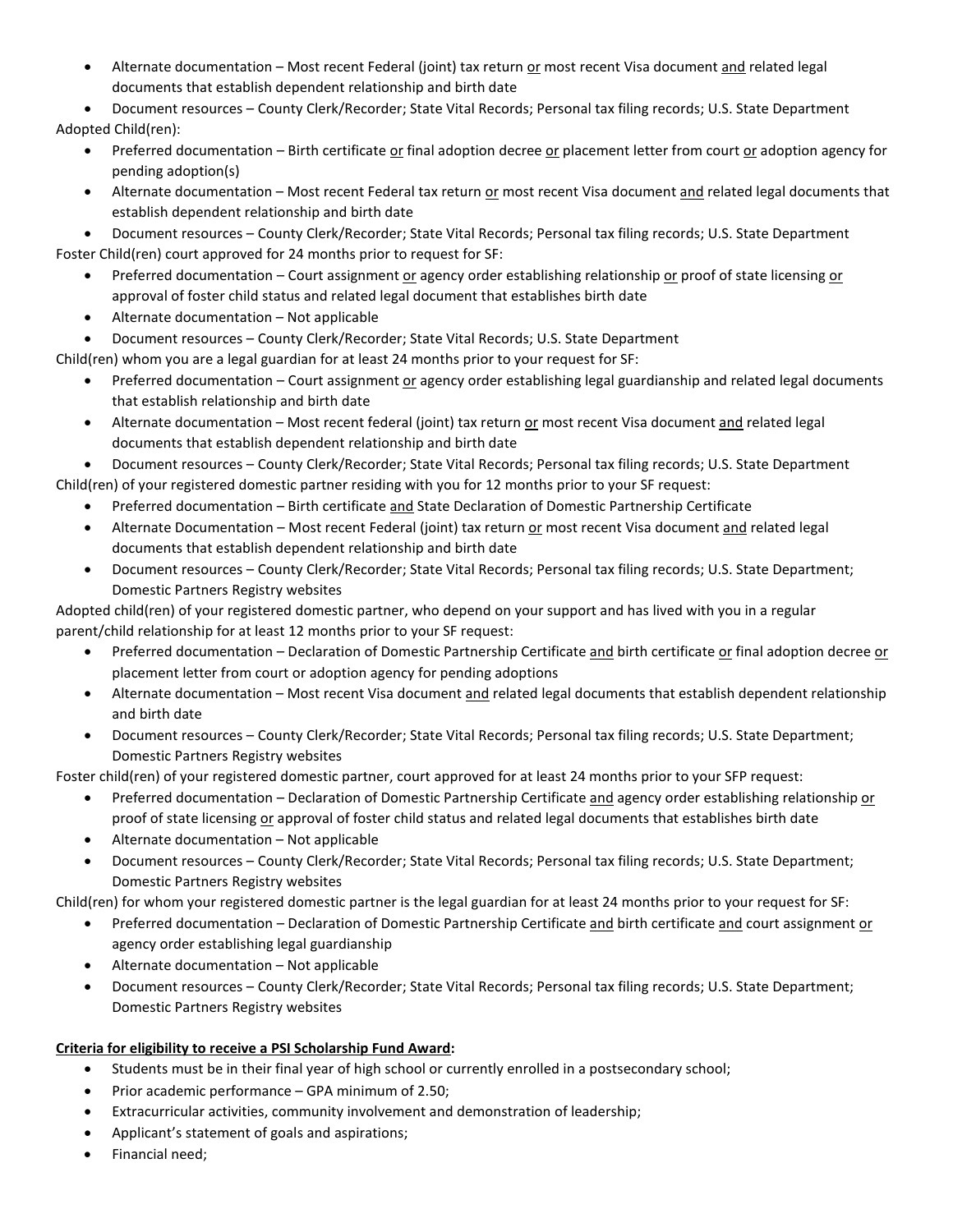- Alternate documentation – Most recent Federal (joint) tax return or most recent Visa document and related legal documents that establish dependent relationship and birth date
- Document resources – County Clerk/Recorder; State Vital Records; Personal tax filing records; U.S. State Department

Adopted Child(ren):

- Preferred documentation – Birth certificate or final adoption decree or placement letter from court or adoption agency for pending adoption(s)
- Alternate documentation – Most recent Federal tax return or most recent Visa document and related legal documents that establish dependent relationship and birth date
- Document resources – County Clerk/Recorder; State Vital Records; Personal tax filing records; U.S. State Department

Foster Child(ren) court approved for 24 months prior to request for SF:

- Preferred documentation – Court assignment or agency order establishing relationship or proof of state licensing or approval of foster child status and related legal document that establishes birth date
- Alternate documentation – Not applicable
- Document resources – County Clerk/Recorder; State Vital Records; U.S. State Department

Child(ren) whom you are a legal guardian for at least 24 months prior to your request for SF:

- Preferred documentation – Court assignment or agency order establishing legal guardianship and related legal documents that establish relationship and birth date
- Alternate documentation – Most recent federal (joint) tax return or most recent Visa document and related legal documents that establish dependent relationship and birth date
- Document resources – County Clerk/Recorder; State Vital Records; Personal tax filing records; U.S. State Department

Child(ren) of your registered domestic partner residing with you for 12 months prior to your SF request:

- Preferred documentation – Birth certificate and State Declaration of Domestic Partnership Certificate
- Alternate Documentation – Most recent Federal (joint) tax return or most recent Visa document and related legal documents that establish dependent relationship and birth date
- Document resources – County Clerk/Recorder; State Vital Records; Personal tax filing records; U.S. State Department; Domestic Partners Registry websites

Adopted child(ren) of your registered domestic partner, who depend on your support and has lived with you in a regular parent/child relationship for at least 12 months prior to your SF request:

- Preferred documentation – Declaration of Domestic Partnership Certificate and birth certificate or final adoption decree or placement letter from court or adoption agency for pending adoptions
- Alternate documentation – Most recent Visa document and related legal documents that establish dependent relationship and birth date
- Document resources – County Clerk/Recorder; State Vital Records; Personal tax filing records; U.S. State Department; Domestic Partners Registry websites

Foster child(ren) of your registered domestic partner, court approved for at least 24 months prior to your SFP request:

- Preferred documentation – Declaration of Domestic Partnership Certificate and agency order establishing relationship or proof of state licensing or approval of foster child status and related legal documents that establishes birth date
- Alternate documentation – Not applicable
- Document resources – County Clerk/Recorder; State Vital Records; Personal tax filing records; U.S. State Department; Domestic Partners Registry websites

Child(ren) for whom your registered domestic partner is the legal guardian for at least 24 months prior to your request for SF:

- Preferred documentation – Declaration of Domestic Partnership Certificate and birth certificate and court assignment or agency order establishing legal guardianship
- Alternate documentation – Not applicable
- Document resources – County Clerk/Recorder; State Vital Records; Personal tax filing records; U.S. State Department; Domestic Partners Registry websites

**Criteria for eligibility to receive a PSI Scholarship Fund Award:**

- Students must be in their final year of high school or currently enrolled in a postsecondary school;
- Prior academic performance – GPA minimum of 2.50;
- Extracurricular activities, community involvement and demonstration of leadership;
- Applicant's statement of goals and aspirations;
- Financial need;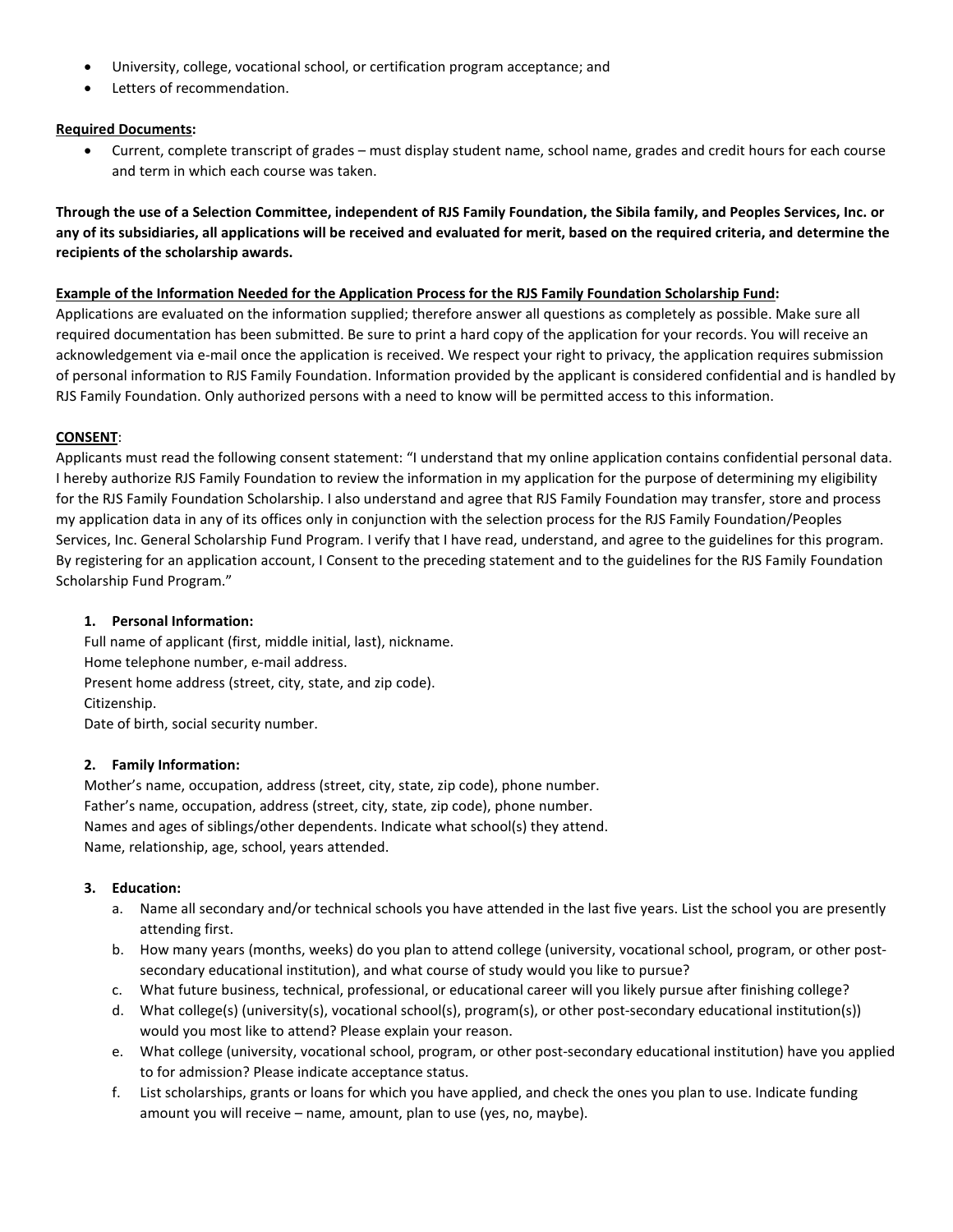- University, college, vocational school, or certification program acceptance; and
- Letters of recommendation.

**Required Documents:**

- Current, complete transcript of grades – must display student name, school name, grades and credit hours for each course and term in which each course was taken.

**Through the use of a Selection Committee, independent of RJS Family Foundation, the Sibila family, and Peoples Services, Inc. or any of its subsidiaries, all applications will be received and evaluated for merit, based on the required criteria, and determine the recipients of the scholarship awards.**

**Example of the Information Needed for the Application Process for the RJS Family Foundation Scholarship Fund:**

Applications are evaluated on the information supplied; therefore answer all questions as completely as possible. Make sure all required documentation has been submitted. Be sure to print a hard copy of the application for your records. You will receive an acknowledgement via e-mail once the application is received. We respect your right to privacy, the application requires submission of personal information to RJS Family Foundation. Information provided by the applicant is considered confidential and is handled by RJS Family Foundation. Only authorized persons with a need to know will be permitted access to this information.

**CONSENT**:

Applicants must read the following consent statement: "I understand that my online application contains confidential personal data. I hereby authorize RJS Family Foundation to review the information in my application for the purpose of determining my eligibility for the RJS Family Foundation Scholarship. I also understand and agree that RJS Family Foundation may transfer, store and process my application data in any of its offices only in conjunction with the selection process for the RJS Family Foundation/Peoples Services, Inc. General Scholarship Fund Program. I verify that I have read, understand, and agree to the guidelines for this program. By registering for an application account, I Consent to the preceding statement and to the guidelines for the RJS Family Foundation Scholarship Fund Program."

1. **Personal Information:**

   Full name of applicant (first, middle initial, last), nickname.
   Home telephone number, e-mail address.
   Present home address (street, city, state, and zip code).
   Citizenship.
   Date of birth, social security number.

2. **Family Information:**

   Mother's name, occupation, address (street, city, state, zip code), phone number.
   Father's name, occupation, address (street, city, state, zip code), phone number.
   Names and ages of siblings/other dependents. Indicate what school(s) they attend.
   Name, relationship, age, school, years attended.

3. **Education:**

   a. Name all secondary and/or technical schools you have attended in the last five years. List the school you are presently attending first.
   b. How many years (months, weeks) do you plan to attend college (university, vocational school, program, or other post-secondary educational institution), and what course of study would you like to pursue?
   c. What future business, technical, professional, or educational career will you likely pursue after finishing college?
   d. What college(s) (university(s), vocational school(s), program(s), or other post-secondary educational institution(s)) would you most like to attend? Please explain your reason.
   e. What college (university, vocational school, program, or other post-secondary educational institution) have you applied to for admission? Please indicate acceptance status.
   f. List scholarships, grants or loans for which you have applied, and check the ones you plan to use. Indicate funding amount you will receive – name, amount, plan to use (yes, no, maybe).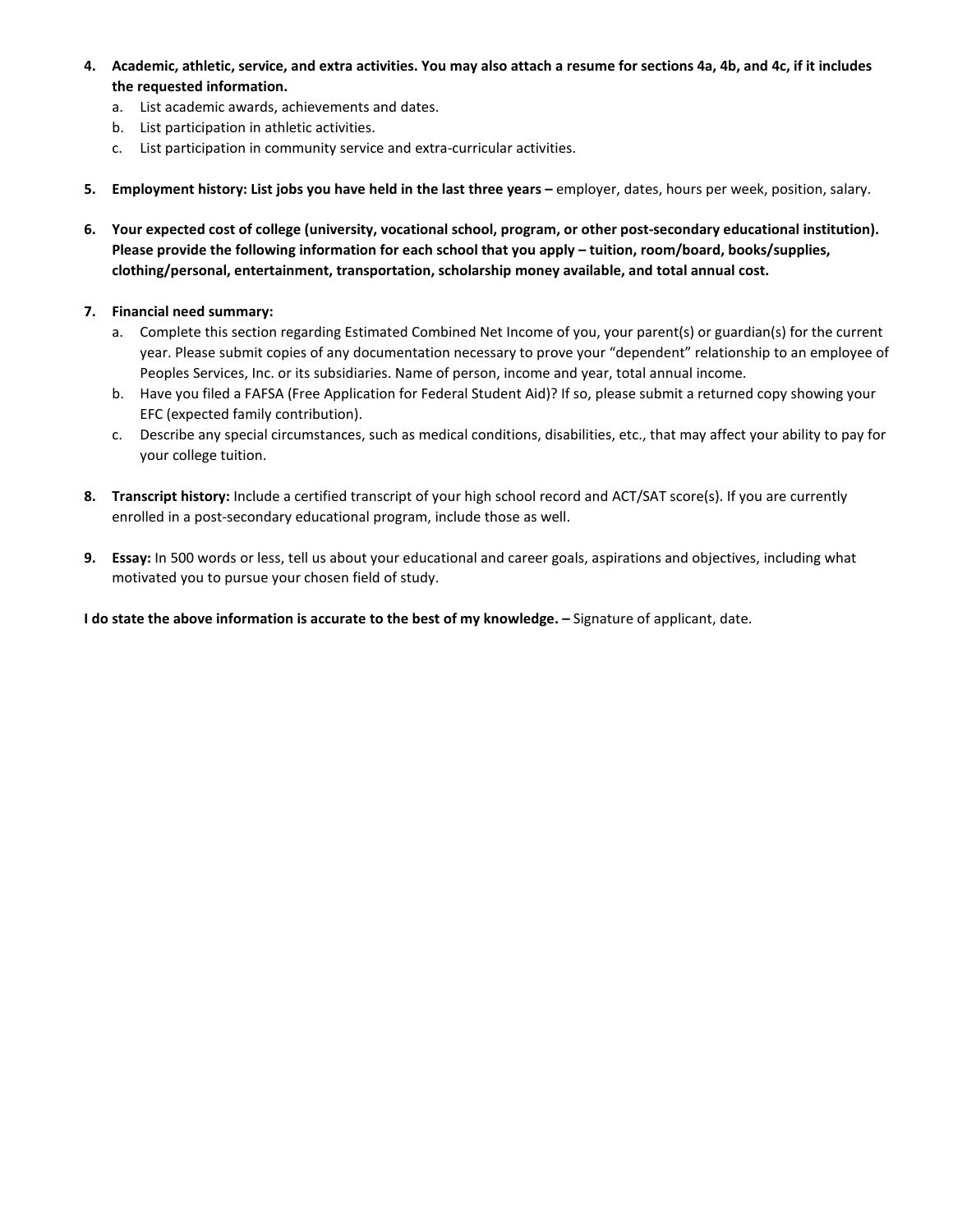4. **Academic, athletic, service, and extra activities. You may also attach a resume for sections 4a, 4b, and 4c, if it includes the requested information.**
   a. List academic awards, achievements and dates.
   b. List participation in athletic activities.
   c. List participation in community service and extra-curricular activities.

5. **Employment history: List jobs you have held in the last three years –** employer, dates, hours per week, position, salary.

6. **Your expected cost of college (university, vocational school, program, or other post-secondary educational institution). Please provide the following information for each school that you apply – tuition, room/board, books/supplies, clothing/personal, entertainment, transportation, scholarship money available, and total annual cost.**

7. **Financial need summary:**
   a. Complete this section regarding Estimated Combined Net Income of you, your parent(s) or guardian(s) for the current year. Please submit copies of any documentation necessary to prove your "dependent" relationship to an employee of Peoples Services, Inc. or its subsidiaries. Name of person, income and year, total annual income.
   b. Have you filed a FAFSA (Free Application for Federal Student Aid)? If so, please submit a returned copy showing your EFC (expected family contribution).
   c. Describe any special circumstances, such as medical conditions, disabilities, etc., that may affect your ability to pay for your college tuition.

8. **Transcript history:** Include a certified transcript of your high school record and ACT/SAT score(s). If you are currently enrolled in a post-secondary educational program, include those as well.

9. **Essay:** In 500 words or less, tell us about your educational and career goals, aspirations and objectives, including what motivated you to pursue your chosen field of study.

**I do state the above information is accurate to the best of my knowledge. –** Signature of applicant, date.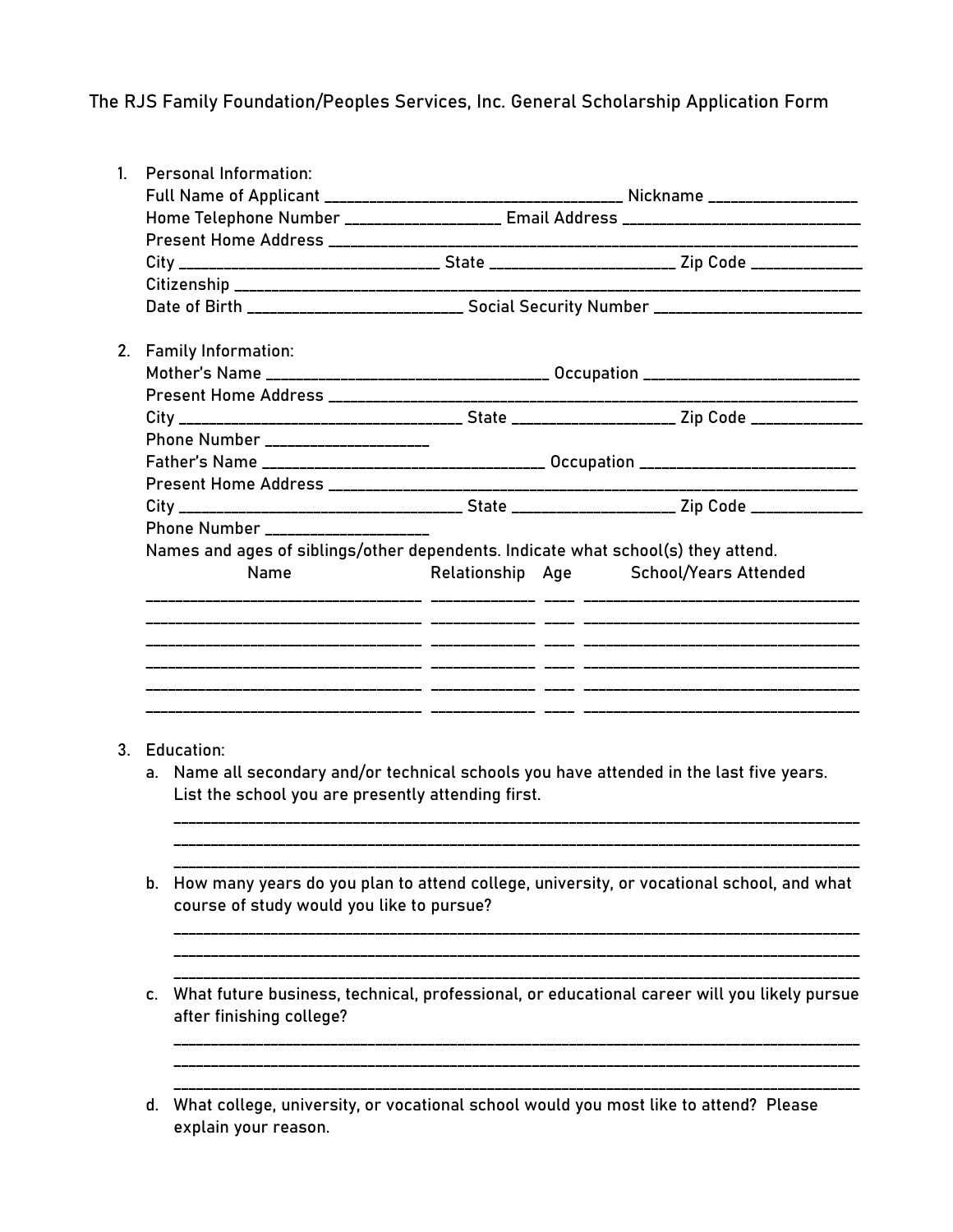# The RJS Family Foundation/Peoples Services, Inc. General Scholarship Application Form

1. Personal Information:
   Full Name of Applicant ______________________________ Nickname ________________
   Home Telephone Number ________________ Email Address __________________________
   Present Home Address ____________________________________________________________
   City ___________________________ State ____________________ Zip Code ____________
   Citizenship ______________________________________________________________________
   Date of Birth ______________________ Social Security Number ______________________

2. Family Information:
   Mother's Name _____________________________ Occupation _______________________
   Present Home Address ____________________________________________________________
   City ______________________________ State __________________ Zip Code ____________
   Phone Number __________________
   Father's Name _____________________________ Occupation _______________________
   Present Home Address ____________________________________________________________
   City ______________________________ State __________________ Zip Code ____________
   Phone Number __________________
   Names and ages of siblings/other dependents. Indicate what school(s) they attend.

| Name | Relationship | Age | School/Years Attended |
|---|---|---|---|
| | | | |
| | | | |
| | | | |
| | | | |
| | | | |
| | | | |

3. Education:
   a. Name all secondary and/or technical schools you have attended in the last five years. List the school you are presently attending first.
   ______________________________________________________________________________
   ______________________________________________________________________________
   ______________________________________________________________________________
   b. How many years do you plan to attend college, university, or vocational school, and what course of study would you like to pursue?
   ______________________________________________________________________________
   ______________________________________________________________________________
   ______________________________________________________________________________
   c. What future business, technical, professional, or educational career will you likely pursue after finishing college?
   ______________________________________________________________________________
   ______________________________________________________________________________
   ______________________________________________________________________________
   d. What college, university, or vocational school would you most like to attend? Please explain your reason.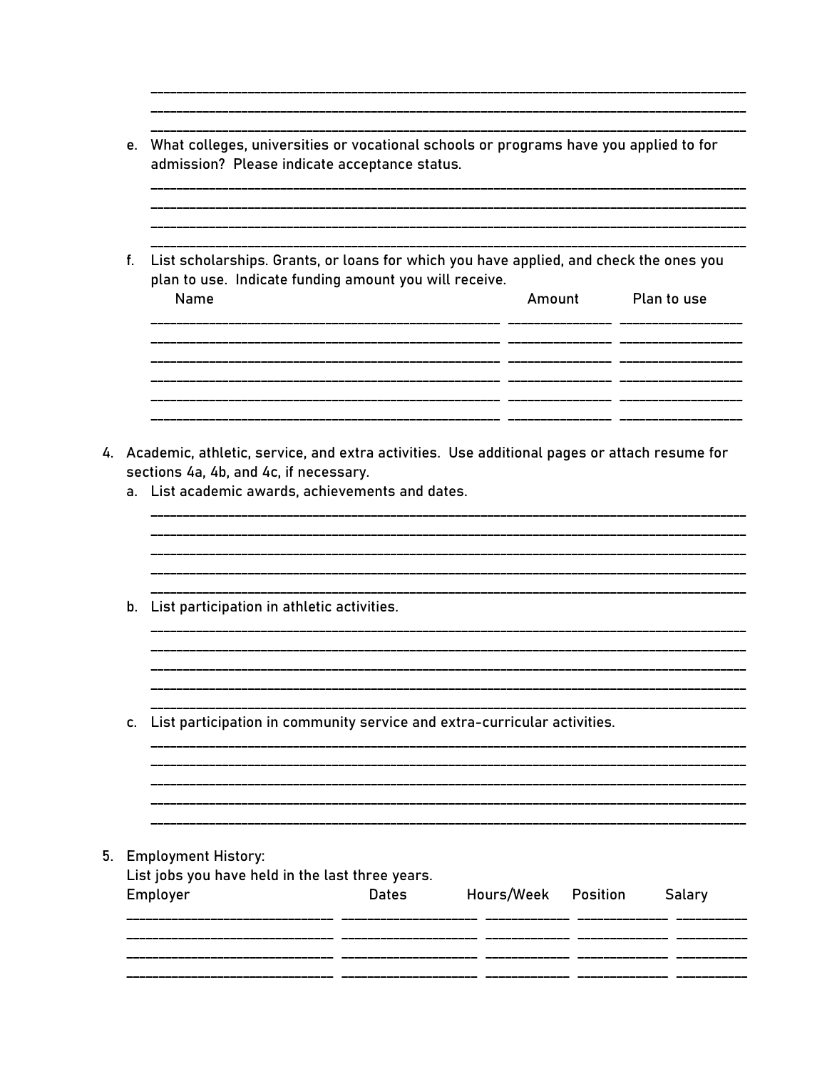e. What colleges, universities or vocational schools or programs have you applied to for admission? Please indicate acceptance status.

f. List scholarships. Grants, or loans for which you have applied, and check the ones you plan to use. Indicate funding amount you will receive.

| Name | Amount | Plan to use |
| --- | --- | --- |
| | | |
| | | |
| | | |
| | | |
| | | |
| | | |

4. Academic, athletic, service, and extra activities. Use additional pages or attach resume for sections 4a, 4b, and 4c, if necessary.
   a. List academic awards, achievements and dates.

   b. List participation in athletic activities.

   c. List participation in community service and extra-curricular activities.

5. Employment History:
   List jobs you have held in the last three years.

| Employer | Dates | Hours/Week | Position | Salary |
| --- | --- | --- | --- | --- |
| | | | | |
| | | | | |
| | | | | |
| | | | | |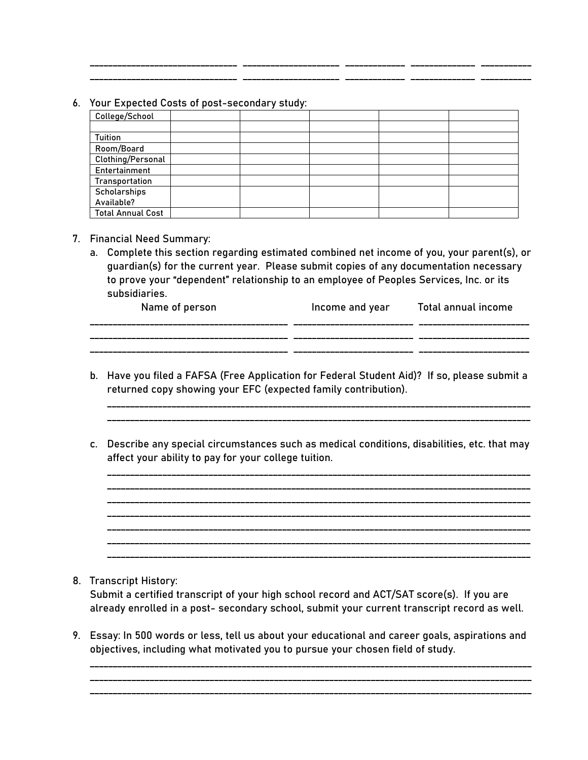\_\_\_\_\_\_\_\_\_\_\_\_\_\_\_\_\_\_\_\_\_\_\_\_\_\_\_\_\_ \_\_\_\_\_\_\_\_\_\_\_\_\_\_\_\_\_\_\_ \_\_\_\_\_\_\_\_\_\_\_\_ \_\_\_\_\_\_\_\_\_\_\_\_\_ \_\_\_\_\_\_\_\_\_\_
\_\_\_\_\_\_\_\_\_\_\_\_\_\_\_\_\_\_\_\_\_\_\_\_\_\_\_\_\_ \_\_\_\_\_\_\_\_\_\_\_\_\_\_\_\_\_\_\_ \_\_\_\_\_\_\_\_\_\_\_\_ \_\_\_\_\_\_\_\_\_\_\_\_\_ \_\_\_\_\_\_\_\_\_\_

6. Your Expected Costs of post-secondary study:

| College/School | | | | | |
|---|---|---|---|---|---|
| | | | | | |
| Tuition | | | | | |
| Room/Board | | | | | |
| Clothing/Personal | | | | | |
| Entertainment | | | | | |
| Transportation | | | | | |
| Scholarships Available? | | | | | |
| Total Annual Cost | | | | | |

7. Financial Need Summary:
   a. Complete this section regarding estimated combined net income of you, your parent(s), or guardian(s) for the current year. Please submit copies of any documentation necessary to prove your "dependent" relationship to an employee of Peoples Services, Inc. or its subsidiaries.

| Name of person | Income and year | Total annual income |
|---|---|---|
| | | |
| | | |
| | | |

   b. Have you filed a FAFSA (Free Application for Federal Student Aid)? If so, please submit a returned copy showing your EFC (expected family contribution).

   \_\_\_\_\_\_\_\_\_\_\_\_\_\_\_\_\_\_\_\_\_\_\_\_\_\_\_\_\_\_\_\_\_\_\_\_\_\_\_\_\_\_\_\_\_\_\_\_\_\_\_\_\_\_\_\_\_\_\_\_\_\_\_\_\_\_\_\_\_\_\_\_\_\_\_\_\_\_\_\_\_\_\_\_\_\_
   \_\_\_\_\_\_\_\_\_\_\_\_\_\_\_\_\_\_\_\_\_\_\_\_\_\_\_\_\_\_\_\_\_\_\_\_\_\_\_\_\_\_\_\_\_\_\_\_\_\_\_\_\_\_\_\_\_\_\_\_\_\_\_\_\_\_\_\_\_\_\_\_\_\_\_\_\_\_\_\_\_\_\_\_\_\_

   c. Describe any special circumstances such as medical conditions, disabilities, etc. that may affect your ability to pay for your college tuition.

   \_\_\_\_\_\_\_\_\_\_\_\_\_\_\_\_\_\_\_\_\_\_\_\_\_\_\_\_\_\_\_\_\_\_\_\_\_\_\_\_\_\_\_\_\_\_\_\_\_\_\_\_\_\_\_\_\_\_\_\_\_\_\_\_\_\_\_\_\_\_\_\_\_\_\_\_\_\_\_\_\_\_\_\_\_\_
   \_\_\_\_\_\_\_\_\_\_\_\_\_\_\_\_\_\_\_\_\_\_\_\_\_\_\_\_\_\_\_\_\_\_\_\_\_\_\_\_\_\_\_\_\_\_\_\_\_\_\_\_\_\_\_\_\_\_\_\_\_\_\_\_\_\_\_\_\_\_\_\_\_\_\_\_\_\_\_\_\_\_\_\_\_\_
   \_\_\_\_\_\_\_\_\_\_\_\_\_\_\_\_\_\_\_\_\_\_\_\_\_\_\_\_\_\_\_\_\_\_\_\_\_\_\_\_\_\_\_\_\_\_\_\_\_\_\_\_\_\_\_\_\_\_\_\_\_\_\_\_\_\_\_\_\_\_\_\_\_\_\_\_\_\_\_\_\_\_\_\_\_\_
   \_\_\_\_\_\_\_\_\_\_\_\_\_\_\_\_\_\_\_\_\_\_\_\_\_\_\_\_\_\_\_\_\_\_\_\_\_\_\_\_\_\_\_\_\_\_\_\_\_\_\_\_\_\_\_\_\_\_\_\_\_\_\_\_\_\_\_\_\_\_\_\_\_\_\_\_\_\_\_\_\_\_\_\_\_\_
   \_\_\_\_\_\_\_\_\_\_\_\_\_\_\_\_\_\_\_\_\_\_\_\_\_\_\_\_\_\_\_\_\_\_\_\_\_\_\_\_\_\_\_\_\_\_\_\_\_\_\_\_\_\_\_\_\_\_\_\_\_\_\_\_\_\_\_\_\_\_\_\_\_\_\_\_\_\_\_\_\_\_\_\_\_\_
   \_\_\_\_\_\_\_\_\_\_\_\_\_\_\_\_\_\_\_\_\_\_\_\_\_\_\_\_\_\_\_\_\_\_\_\_\_\_\_\_\_\_\_\_\_\_\_\_\_\_\_\_\_\_\_\_\_\_\_\_\_\_\_\_\_\_\_\_\_\_\_\_\_\_\_\_\_\_\_\_\_\_\_\_\_\_
   \_\_\_\_\_\_\_\_\_\_\_\_\_\_\_\_\_\_\_\_\_\_\_\_\_\_\_\_\_\_\_\_\_\_\_\_\_\_\_\_\_\_\_\_\_\_\_\_\_\_\_\_\_\_\_\_\_\_\_\_\_\_\_\_\_\_\_\_\_\_\_\_\_\_\_\_\_\_\_\_\_\_\_\_\_\_

8. Transcript History:
   Submit a certified transcript of your high school record and ACT/SAT score(s). If you are already enrolled in a post- secondary school, submit your current transcript record as well.

9. Essay: In 500 words or less, tell us about your educational and career goals, aspirations and objectives, including what motivated you to pursue your chosen field of study.

   \_\_\_\_\_\_\_\_\_\_\_\_\_\_\_\_\_\_\_\_\_\_\_\_\_\_\_\_\_\_\_\_\_\_\_\_\_\_\_\_\_\_\_\_\_\_\_\_\_\_\_\_\_\_\_\_\_\_\_\_\_\_\_\_\_\_\_\_\_\_\_\_\_\_\_\_\_\_\_\_\_\_\_\_\_\_
   \_\_\_\_\_\_\_\_\_\_\_\_\_\_\_\_\_\_\_\_\_\_\_\_\_\_\_\_\_\_\_\_\_\_\_\_\_\_\_\_\_\_\_\_\_\_\_\_\_\_\_\_\_\_\_\_\_\_\_\_\_\_\_\_\_\_\_\_\_\_\_\_\_\_\_\_\_\_\_\_\_\_\_\_\_\_
   \_\_\_\_\_\_\_\_\_\_\_\_\_\_\_\_\_\_\_\_\_\_\_\_\_\_\_\_\_\_\_\_\_\_\_\_\_\_\_\_\_\_\_\_\_\_\_\_\_\_\_\_\_\_\_\_\_\_\_\_\_\_\_\_\_\_\_\_\_\_\_\_\_\_\_\_\_\_\_\_\_\_\_\_\_\_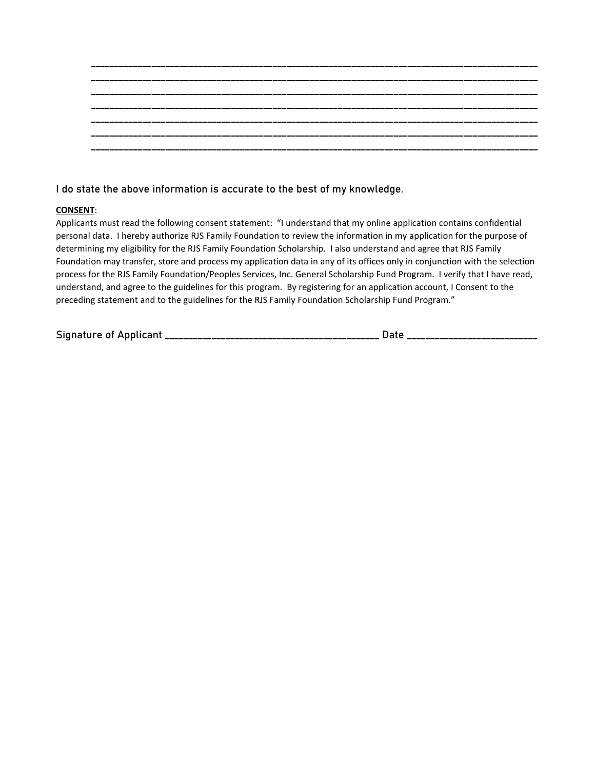\_\_\_\_\_\_\_\_\_\_\_\_\_\_\_\_\_\_\_\_\_\_\_\_\_\_\_\_\_\_\_\_\_\_\_\_\_\_\_\_\_\_\_\_\_\_\_\_\_\_\_\_\_\_\_\_\_\_\_\_\_\_\_\_\_\_\_\_\_\_\_\_\_\_\_\_\_\_\_\_\_\_\_\_\_\_\_\_\_\_
\_\_\_\_\_\_\_\_\_\_\_\_\_\_\_\_\_\_\_\_\_\_\_\_\_\_\_\_\_\_\_\_\_\_\_\_\_\_\_\_\_\_\_\_\_\_\_\_\_\_\_\_\_\_\_\_\_\_\_\_\_\_\_\_\_\_\_\_\_\_\_\_\_\_\_\_\_\_\_\_\_\_\_\_\_\_\_\_\_\_
\_\_\_\_\_\_\_\_\_\_\_\_\_\_\_\_\_\_\_\_\_\_\_\_\_\_\_\_\_\_\_\_\_\_\_\_\_\_\_\_\_\_\_\_\_\_\_\_\_\_\_\_\_\_\_\_\_\_\_\_\_\_\_\_\_\_\_\_\_\_\_\_\_\_\_\_\_\_\_\_\_\_\_\_\_\_\_\_\_\_
\_\_\_\_\_\_\_\_\_\_\_\_\_\_\_\_\_\_\_\_\_\_\_\_\_\_\_\_\_\_\_\_\_\_\_\_\_\_\_\_\_\_\_\_\_\_\_\_\_\_\_\_\_\_\_\_\_\_\_\_\_\_\_\_\_\_\_\_\_\_\_\_\_\_\_\_\_\_\_\_\_\_\_\_\_\_\_\_\_\_
\_\_\_\_\_\_\_\_\_\_\_\_\_\_\_\_\_\_\_\_\_\_\_\_\_\_\_\_\_\_\_\_\_\_\_\_\_\_\_\_\_\_\_\_\_\_\_\_\_\_\_\_\_\_\_\_\_\_\_\_\_\_\_\_\_\_\_\_\_\_\_\_\_\_\_\_\_\_\_\_\_\_\_\_\_\_\_\_\_\_
\_\_\_\_\_\_\_\_\_\_\_\_\_\_\_\_\_\_\_\_\_\_\_\_\_\_\_\_\_\_\_\_\_\_\_\_\_\_\_\_\_\_\_\_\_\_\_\_\_\_\_\_\_\_\_\_\_\_\_\_\_\_\_\_\_\_\_\_\_\_\_\_\_\_\_\_\_\_\_\_\_\_\_\_\_\_\_\_\_\_
\_\_\_\_\_\_\_\_\_\_\_\_\_\_\_\_\_\_\_\_\_\_\_\_\_\_\_\_\_\_\_\_\_\_\_\_\_\_\_\_\_\_\_\_\_\_\_\_\_\_\_\_\_\_\_\_\_\_\_\_\_\_\_\_\_\_\_\_\_\_\_\_\_\_\_\_\_\_\_\_\_\_\_\_\_\_\_\_\_\_

I do state the above information is accurate to the best of my knowledge.

**<u>CONSENT</u>**:
Applicants must read the following consent statement: "I understand that my online application contains confidential personal data. I hereby authorize RJS Family Foundation to review the information in my application for the purpose of determining my eligibility for the RJS Family Foundation Scholarship. I also understand and agree that RJS Family Foundation may transfer, store and process my application data in any of its offices only in conjunction with the selection process for the RJS Family Foundation/Peoples Services, Inc. General Scholarship Fund Program. I verify that I have read, understand, and agree to the guidelines for this program. By registering for an application account, I Consent to the preceding statement and to the guidelines for the RJS Family Foundation Scholarship Fund Program."

Signature of Applicant \_\_\_\_\_\_\_\_\_\_\_\_\_\_\_\_\_\_\_\_\_\_\_\_\_\_\_\_\_\_\_\_\_\_\_\_\_\_\_\_\_\_ Date \_\_\_\_\_\_\_\_\_\_\_\_\_\_\_\_\_\_\_\_\_\_\_\_\_